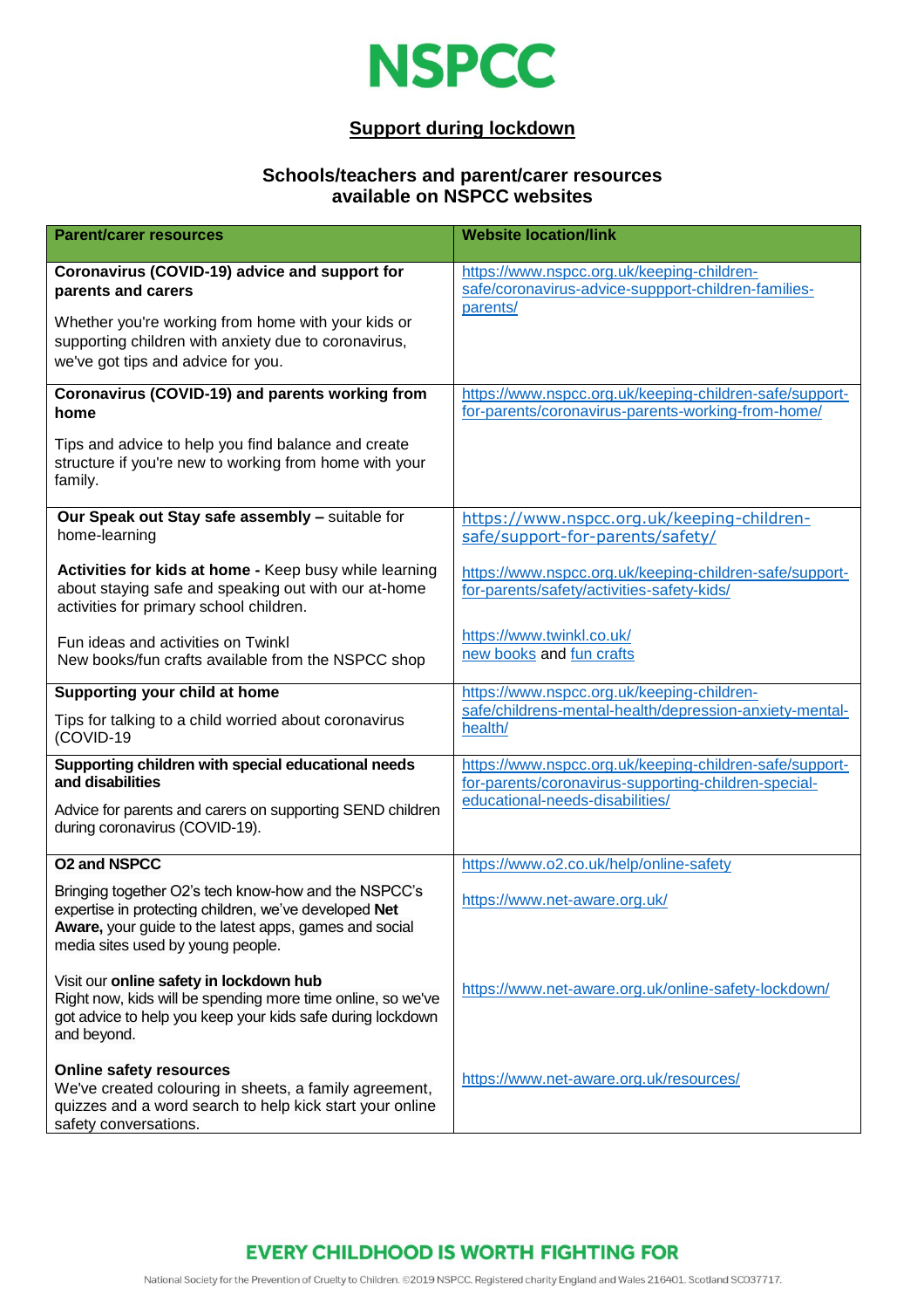# NSPCC

## Support during lockdown

### Schools/teachers and parent/carer resources available on NSPCC websites

| Parent/carer resources | Website location/link |
|---|---|
| **Coronavirus (COVID-19) advice and support for parents and carers**<br><br>Whether you're working from home with your kids or supporting children with anxiety due to coronavirus, we've got tips and advice for you. | https://www.nspcc.org.uk/keeping-children-safe/coronavirus-advice-suppport-children-families-parents/ |
| **Coronavirus (COVID-19) and parents working from home**<br><br>Tips and advice to help you find balance and create structure if you're new to working from home with your family. | https://www.nspcc.org.uk/keeping-children-safe/support-for-parents/coronavirus-parents-working-from-home/ |
| **Our Speak out Stay safe assembly –** suitable for home-learning<br><br>**Activities for kids at home -** Keep busy while learning about staying safe and speaking out with our at-home activities for primary school children.<br><br>Fun ideas and activities on Twinkl<br>New books/fun crafts available from the NSPCC shop | https://www.nspcc.org.uk/keeping-children-safe/support-for-parents/safety/<br><br>https://www.nspcc.org.uk/keeping-children-safe/support-for-parents/safety/activities-safety-kids/<br><br>https://www.twinkl.co.uk/<br>new books and fun crafts |
| **Supporting your child at home**<br><br>Tips for talking to a child worried about coronavirus (COVID-19 | https://www.nspcc.org.uk/keeping-children-safe/childrens-mental-health/depression-anxiety-mental-health/ |
| **Supporting children with special educational needs and disabilities**<br><br>Advice for parents and carers on supporting SEND children during coronavirus (COVID-19). | https://www.nspcc.org.uk/keeping-children-safe/support-for-parents/coronavirus-supporting-children-special-educational-needs-disabilities/ |
| **O2 and NSPCC**<br><br>Bringing together O2's tech know-how and the NSPCC's expertise in protecting children, we've developed **Net Aware,** your guide to the latest apps, games and social media sites used by young people.<br><br>Visit our **online safety in lockdown hub**<br>Right now, kids will be spending more time online, so we've got advice to help you keep your kids safe during lockdown and beyond.<br><br>**Online safety resources**<br>We've created colouring in sheets, a family agreement, quizzes and a word search to help kick start your online safety conversations. | https://www.o2.co.uk/help/online-safety<br><br>https://www.net-aware.org.uk/<br><br>https://www.net-aware.org.uk/online-safety-lockdown/<br><br>https://www.net-aware.org.uk/resources/ |

**EVERY CHILDHOOD IS WORTH FIGHTING FOR**

National Society for the Prevention of Cruelty to Children. ©2019 NSPCC. Registered charity England and Wales 216401. Scotland SC037717.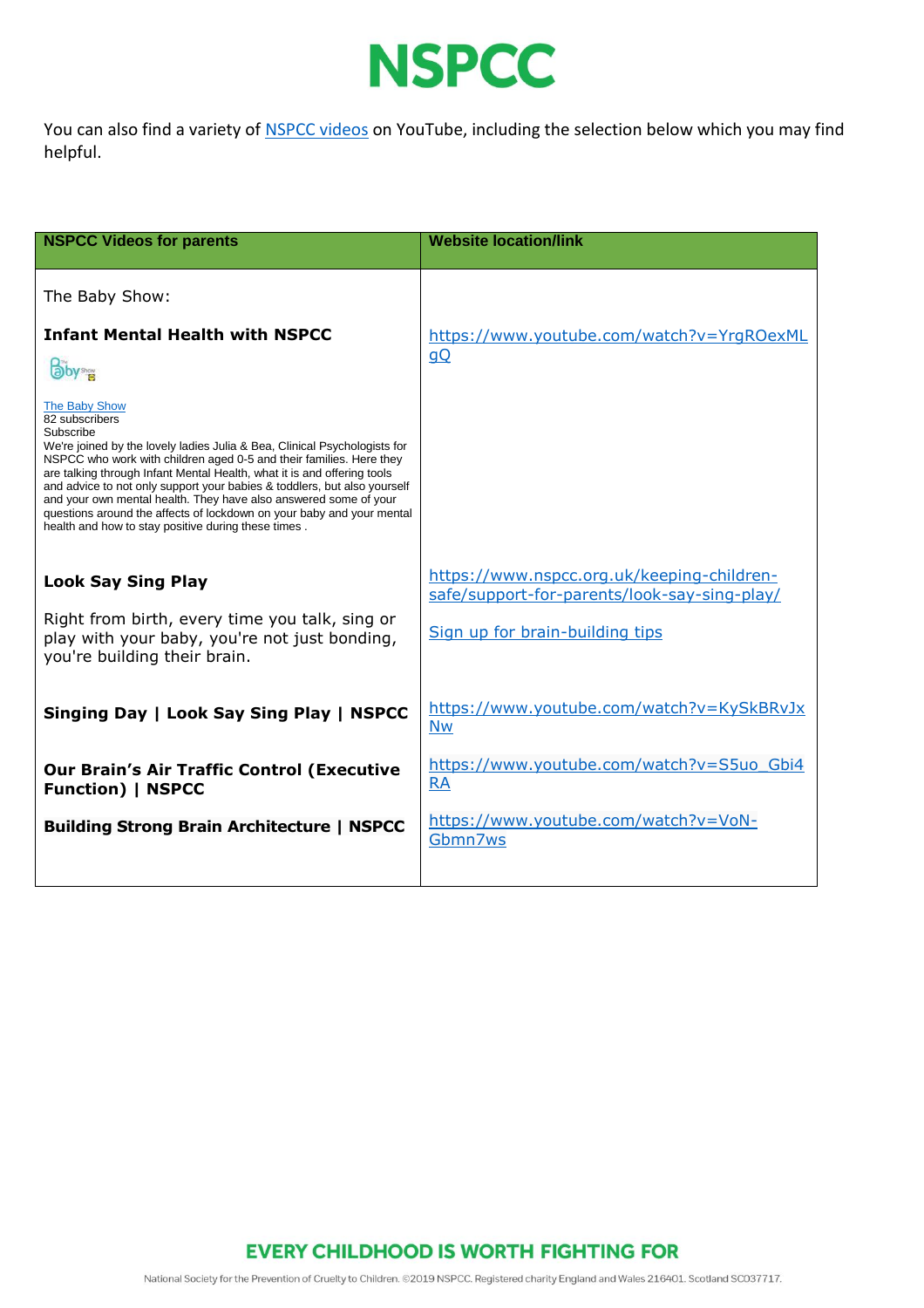# NSPCC

You can also find a variety of NSPCC videos on YouTube, including the selection below which you may find helpful.

| NSPCC Videos for parents | Website location/link |
|---|---|
| The Baby Show:<br><br>**Infant Mental Health with NSPCC**<br><br>The Baby Show<br>82 subscribers<br>Subscribe<br>We're joined by the lovely ladies Julia & Bea, Clinical Psychologists for NSPCC who work with children aged 0-5 and their families. Here they are talking through Infant Mental Health, what it is and offering tools and advice to not only support your babies & toddlers, but also yourself and your own mental health. They have also answered some of your questions around the affects of lockdown on your baby and your mental health and how to stay positive during these times . | https://www.youtube.com/watch?v=YrgROexMLgQ |
| **Look Say Sing Play**<br><br>Right from birth, every time you talk, sing or play with your baby, you're not just bonding, you're building their brain. | https://www.nspcc.org.uk/keeping-children-safe/support-for-parents/look-say-sing-play/<br><br>Sign up for brain-building tips |
| **Singing Day \| Look Say Sing Play \| NSPCC** | https://www.youtube.com/watch?v=KySkBRvJxNw |
| **Our Brain's Air Traffic Control (Executive Function) \| NSPCC** | https://www.youtube.com/watch?v=S5uo_Gbi4RA |
| **Building Strong Brain Architecture \| NSPCC** | https://www.youtube.com/watch?v=VoN-Gbmn7ws |

EVERY CHILDHOOD IS WORTH FIGHTING FOR

National Society for the Prevention of Cruelty to Children. ©2019 NSPCC. Registered charity England and Wales 216401. Scotland SC037717.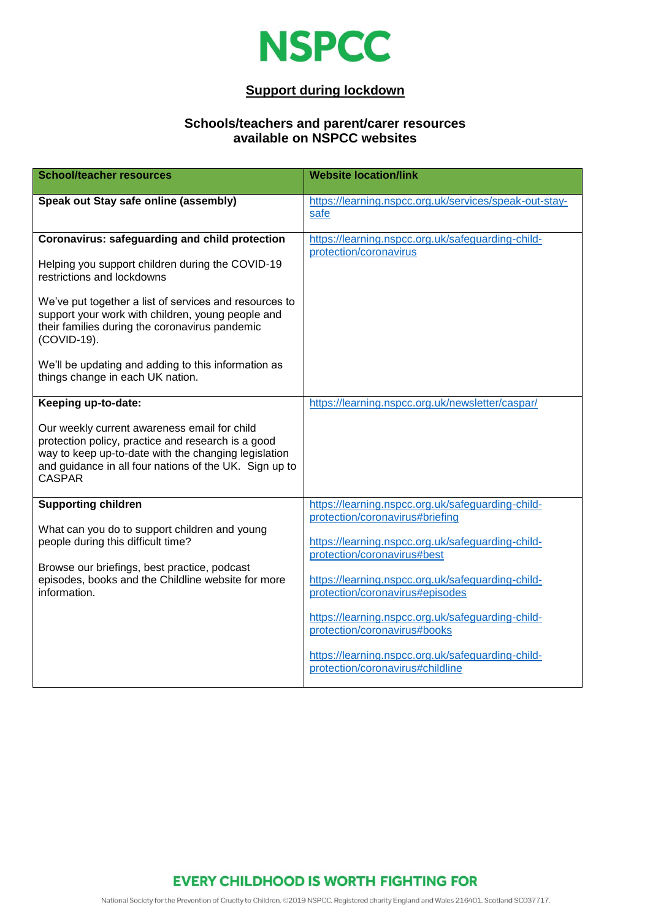# NSPCC

## Support during lockdown

### Schools/teachers and parent/carer resources available on NSPCC websites

| School/teacher resources | Website location/link |
|---|---|
| **Speak out Stay safe online (assembly)** | https://learning.nspcc.org.uk/services/speak-out-stay-safe |
| **Coronavirus: safeguarding and child protection**<br><br>Helping you support children during the COVID-19 restrictions and lockdowns<br><br>We've put together a list of services and resources to support your work with children, young people and their families during the coronavirus pandemic (COVID-19).<br><br>We'll be updating and adding to this information as things change in each UK nation. | https://learning.nspcc.org.uk/safeguarding-child-protection/coronavirus |
| **Keeping up-to-date:**<br><br>Our weekly current awareness email for child protection policy, practice and research is a good way to keep up-to-date with the changing legislation and guidance in all four nations of the UK. Sign up to CASPAR | https://learning.nspcc.org.uk/newsletter/caspar/ |
| **Supporting children**<br><br>What can you do to support children and young people during this difficult time?<br><br>Browse our briefings, best practice, podcast episodes, books and the Childline website for more information. | https://learning.nspcc.org.uk/safeguarding-child-protection/coronavirus#briefing<br><br>https://learning.nspcc.org.uk/safeguarding-child-protection/coronavirus#best<br><br>https://learning.nspcc.org.uk/safeguarding-child-protection/coronavirus#episodes<br><br>https://learning.nspcc.org.uk/safeguarding-child-protection/coronavirus#books<br><br>https://learning.nspcc.org.uk/safeguarding-child-protection/coronavirus#childline |

**EVERY CHILDHOOD IS WORTH FIGHTING FOR**

National Society for the Prevention of Cruelty to Children. ©2019 NSPCC. Registered charity England and Wales 216401. Scotland SC037717.